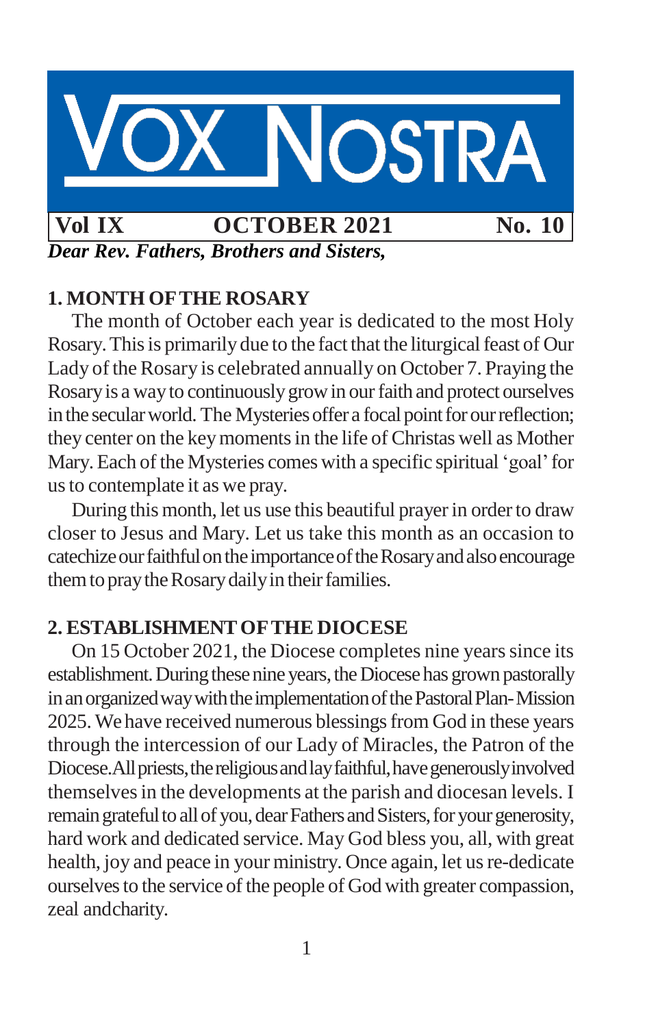# VOX NOSTRA

**Vol IX** **OCTOBER 2021** **No. 10**

***Dear Rev. Fathers, Brothers and Sisters,***

## 1. MONTH OF THE ROSARY

The month of October each year is dedicated to the most Holy Rosary. This is primarily due to the fact that the liturgical feast of Our Lady of the Rosary is celebrated annually on October 7. Praying the Rosary is a way to continuously grow in our faith and protect ourselves in the secular world. The Mysteries offer a focal point for our reflection; they center on the key moments in the life of Christas well as Mother Mary. Each of the Mysteries comes with a specific spiritual 'goal' for us to contemplate it as we pray.

During this month, let us use this beautiful prayer in order to draw closer to Jesus and Mary. Let us take this month as an occasion to catechize our faithful on the importance of the Rosary and also encourage them to pray the Rosary daily in their families.

## 2. ESTABLISHMENT OF THE DIOCESE

On 15 October 2021, the Diocese completes nine years since its establishment. During these nine years, the Diocese has grown pastorally in an organized way with the implementation of the Pastoral Plan- Mission 2025. We have received numerous blessings from God in these years through the intercession of our Lady of Miracles, the Patron of the Diocese.All priests, the religious and lay faithful, have generously involved themselves in the developments at the parish and diocesan levels. I remain grateful to all of you, dear Fathers and Sisters, for your generosity, hard work and dedicated service. May God bless you, all, with great health, joy and peace in your ministry. Once again, let us re-dedicate ourselves to the service of the people of God with greater compassion, zeal andcharity.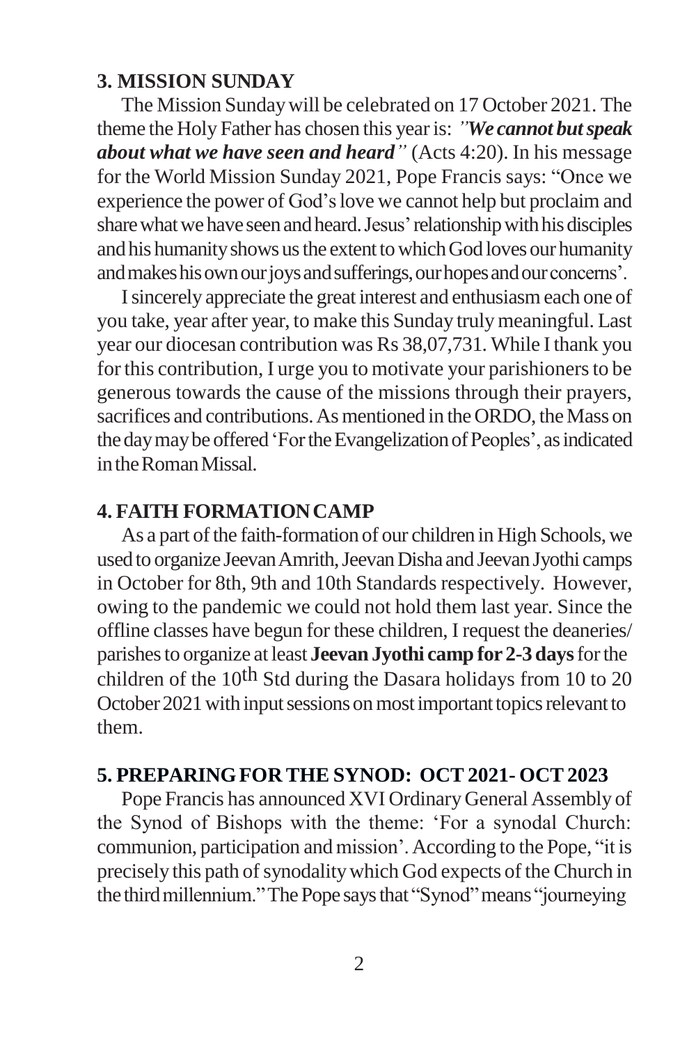## 3. MISSION SUNDAY

The Mission Sunday will be celebrated on 17 October 2021. The theme the Holy Father has chosen this year is: *"**We cannot but speak about what we have seen and heard**"* (Acts 4:20). In his message for the World Mission Sunday 2021, Pope Francis says: "Once we experience the power of God's love we cannot help but proclaim and share what we have seen and heard. Jesus' relationship with his disciples and his humanity shows us the extent to which God loves our humanity and makes his own our joys and sufferings, our hopes and our concerns'.

I sincerely appreciate the great interest and enthusiasm each one of you take, year after year, to make this Sunday truly meaningful. Last year our diocesan contribution was Rs 38,07,731. While I thank you for this contribution, I urge you to motivate your parishioners to be generous towards the cause of the missions through their prayers, sacrifices and contributions. As mentioned in the ORDO, the Mass on the day may be offered 'For the Evangelization of Peoples', as indicated in the Roman Missal.

## 4. FAITH FORMATION CAMP

As a part of the faith-formation of our children in High Schools, we used to organize Jeevan Amrith, Jeevan Disha and Jeevan Jyothi camps in October for 8th, 9th and 10th Standards respectively. However, owing to the pandemic we could not hold them last year. Since the offline classes have begun for these children, I request the deaneries/ parishes to organize at least **Jeevan Jyothi camp for 2-3 days** for the children of the 10th Std during the Dasara holidays from 10 to 20 October 2021 with input sessions on most important topics relevant to them.

## 5. PREPARING FOR THE SYNOD: OCT 2021- OCT 2023

Pope Francis has announced XVI Ordinary General Assembly of the Synod of Bishops with the theme: 'For a synodal Church: communion, participation and mission'. According to the Pope, "it is precisely this path of synodality which God expects of the Church in the third millennium." The Pope says that "Synod" means "journeying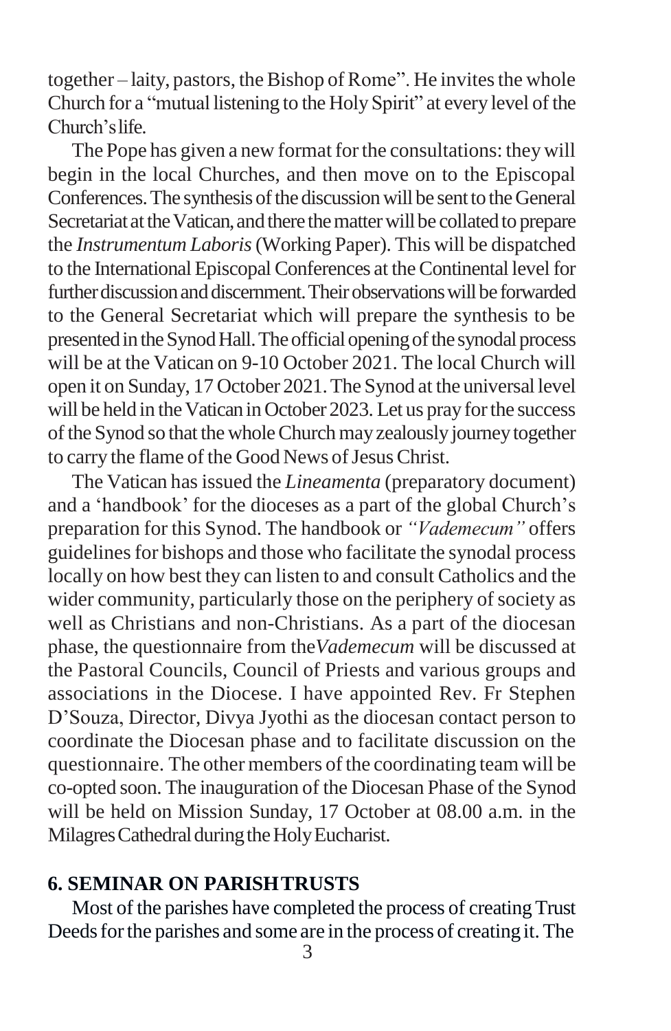together – laity, pastors, the Bishop of Rome". He invites the whole Church for a "mutual listening to the Holy Spirit" at every level of the Church's life.

The Pope has given a new format for the consultations: they will begin in the local Churches, and then move on to the Episcopal Conferences. The synthesis of the discussion will be sent to the General Secretariat at the Vatican, and there the matter will be collated to prepare the *Instrumentum Laboris* (Working Paper). This will be dispatched to the International Episcopal Conferences at the Continental level for further discussion and discernment. Their observations will be forwarded to the General Secretariat which will prepare the synthesis to be presented in the Synod Hall. The official opening of the synodal process will be at the Vatican on 9-10 October 2021. The local Church will open it on Sunday, 17 October 2021. The Synod at the universal level will be held in the Vatican in October 2023. Let us pray for the success of the Synod so that the whole Church may zealously journey together to carry the flame of the Good News of Jesus Christ.

The Vatican has issued the *Lineamenta* (preparatory document) and a 'handbook' for the dioceses as a part of the global Church's preparation for this Synod. The handbook or *"Vademecum"* offers guidelines for bishops and those who facilitate the synodal process locally on how best they can listen to and consult Catholics and the wider community, particularly those on the periphery of society as well as Christians and non-Christians. As a part of the diocesan phase, the questionnaire from the *Vademecum* will be discussed at the Pastoral Councils, Council of Priests and various groups and associations in the Diocese. I have appointed Rev. Fr Stephen D'Souza, Director, Divya Jyothi as the diocesan contact person to coordinate the Diocesan phase and to facilitate discussion on the questionnaire. The other members of the coordinating team will be co-opted soon. The inauguration of the Diocesan Phase of the Synod will be held on Mission Sunday, 17 October at 08.00 a.m. in the Milagres Cathedral during the Holy Eucharist.

## 6. SEMINAR ON PARISH TRUSTS

Most of the parishes have completed the process of creating Trust Deeds for the parishes and some are in the process of creating it. The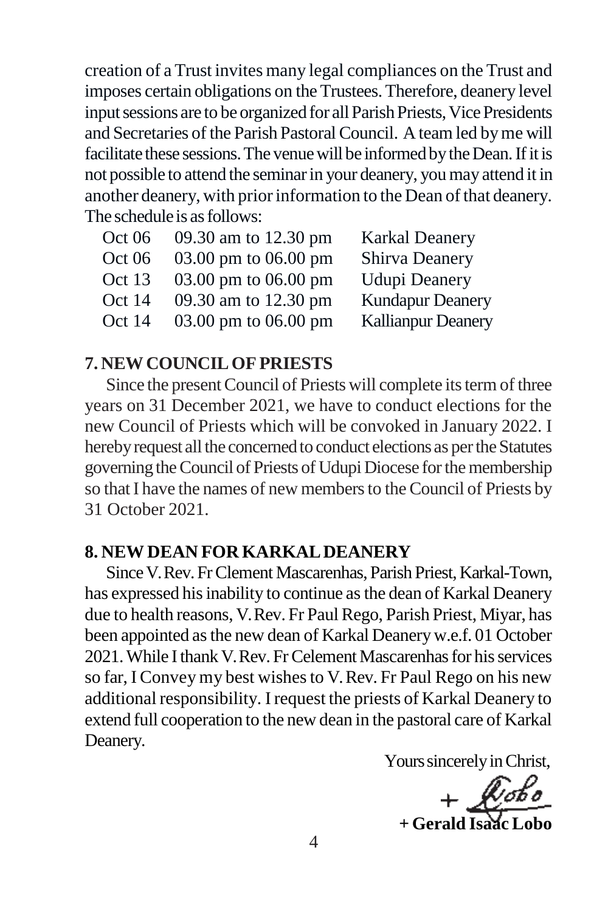creation of a Trust invites many legal compliances on the Trust and imposes certain obligations on the Trustees. Therefore, deanery level input sessions are to be organized for all Parish Priests, Vice Presidents and Secretaries of the Parish Pastoral Council. A team led by me will facilitate these sessions. The venue will be informed by the Dean. If it is not possible to attend the seminar in your deanery, you may attend it in another deanery, with prior information to the Dean of that deanery. The schedule is as follows:

| | | |
|---|---|---|
| Oct 06 | 09.30 am to 12.30 pm | Karkal Deanery |
| Oct 06 | 03.00 pm to 06.00 pm | Shirva Deanery |
| Oct 13 | 03.00 pm to 06.00 pm | Udupi Deanery |
| Oct 14 | 09.30 am to 12.30 pm | Kundapur Deanery |
| Oct 14 | 03.00 pm to 06.00 pm | Kallianpur Deanery |

## 7. NEW COUNCIL OF PRIESTS

Since the present Council of Priests will complete its term of three years on 31 December 2021, we have to conduct elections for the new Council of Priests which will be convoked in January 2022. I hereby request all the concerned to conduct elections as per the Statutes governing the Council of Priests of Udupi Diocese for the membership so that I have the names of new members to the Council of Priests by 31 October 2021.

## 8. NEW DEAN FOR KARKAL DEANERY

Since V. Rev. Fr Clement Mascarenhas, Parish Priest, Karkal-Town, has expressed his inability to continue as the dean of Karkal Deanery due to health reasons, V. Rev. Fr Paul Rego, Parish Priest, Miyar, has been appointed as the new dean of Karkal Deanery w.e.f. 01 October 2021. While I thank V. Rev. Fr Celement Mascarenhas for his services so far, I Convey my best wishes to V. Rev. Fr Paul Rego on his new additional responsibility. I request the priests of Karkal Deanery to extend full cooperation to the new dean in the pastoral care of Karkal Deanery.

Yours sincerely in Christ,

+ Lobo

**+ Gerald Isaac Lobo**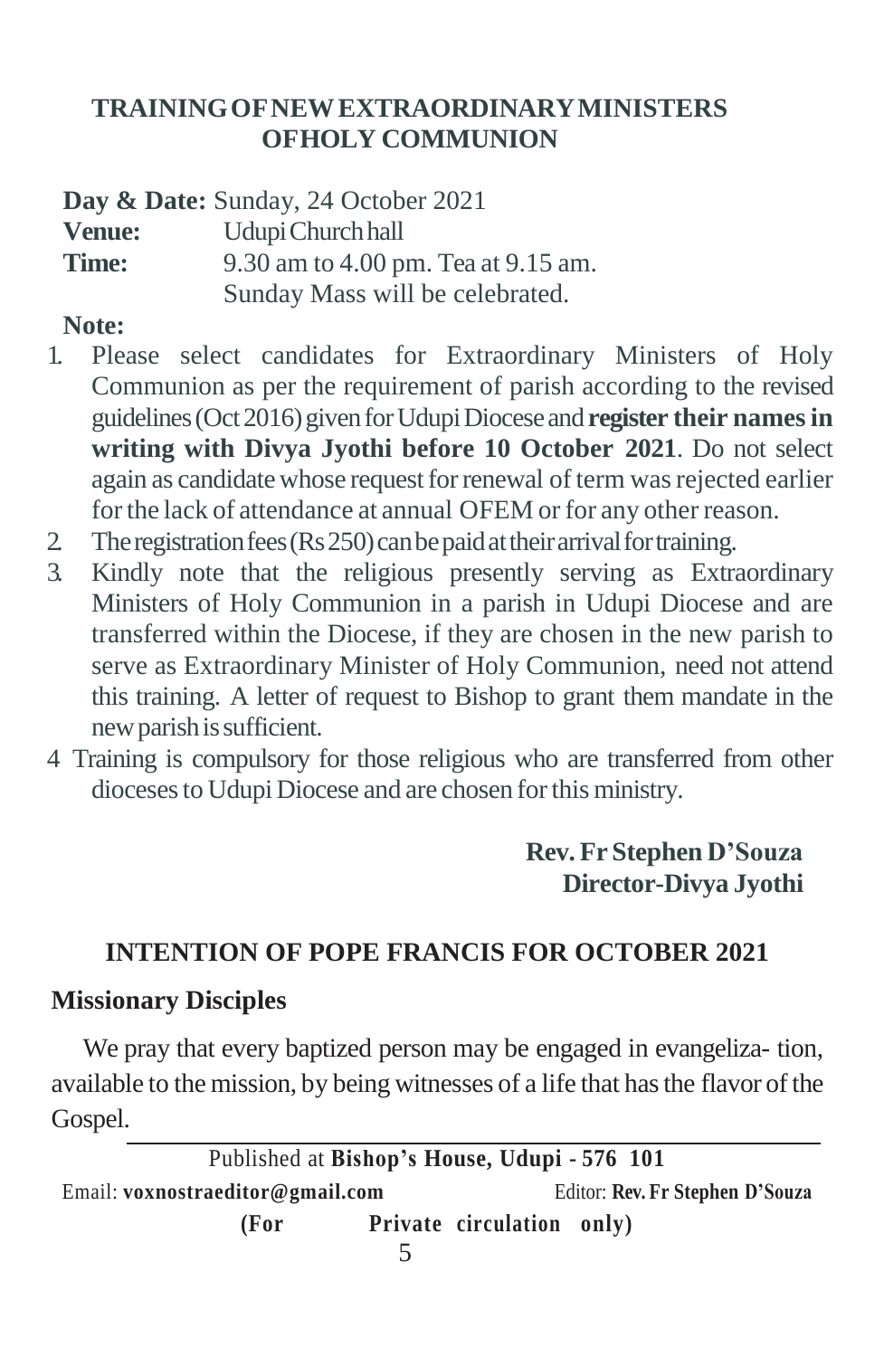## TRAINING OF NEW EXTRAORDINARY MINISTERS OF HOLY COMMUNION

**Day & Date:** Sunday, 24 October 2021
**Venue:** Udupi Church hall
**Time:** 9.30 am to 4.00 pm. Tea at 9.15 am.
Sunday Mass will be celebrated.

**Note:**

1. Please select candidates for Extraordinary Ministers of Holy Communion as per the requirement of parish according to the revised guidelines (Oct 2016) given for Udupi Diocese and **register their names in writing with Divya Jyothi before 10 October 2021**. Do not select again as candidate whose request for renewal of term was rejected earlier for the lack of attendance at annual OFEM or for any other reason.
2. The registration fees (Rs 250) can be paid at their arrival for training.
3. Kindly note that the religious presently serving as Extraordinary Ministers of Holy Communion in a parish in Udupi Diocese and are transferred within the Diocese, if they are chosen in the new parish to serve as Extraordinary Minister of Holy Communion, need not attend this training. A letter of request to Bishop to grant them mandate in the new parish is sufficient.
4. Training is compulsory for those religious who are transferred from other dioceses to Udupi Diocese and are chosen for this ministry.

**Rev. Fr Stephen D'Souza**
**Director-Divya Jyothi**

## INTENTION OF POPE FRANCIS FOR OCTOBER 2021

### Missionary Disciples

We pray that every baptized person may be engaged in evangeliza- tion, available to the mission, by being witnesses of a life that has the flavor of the Gospel.

---

Published at **Bishop's House, Udupi - 576 101**

Email: **voxnostraeditor@gmail.com** Editor: **Rev. Fr Stephen D'Souza**

**(For Private circulation only)**